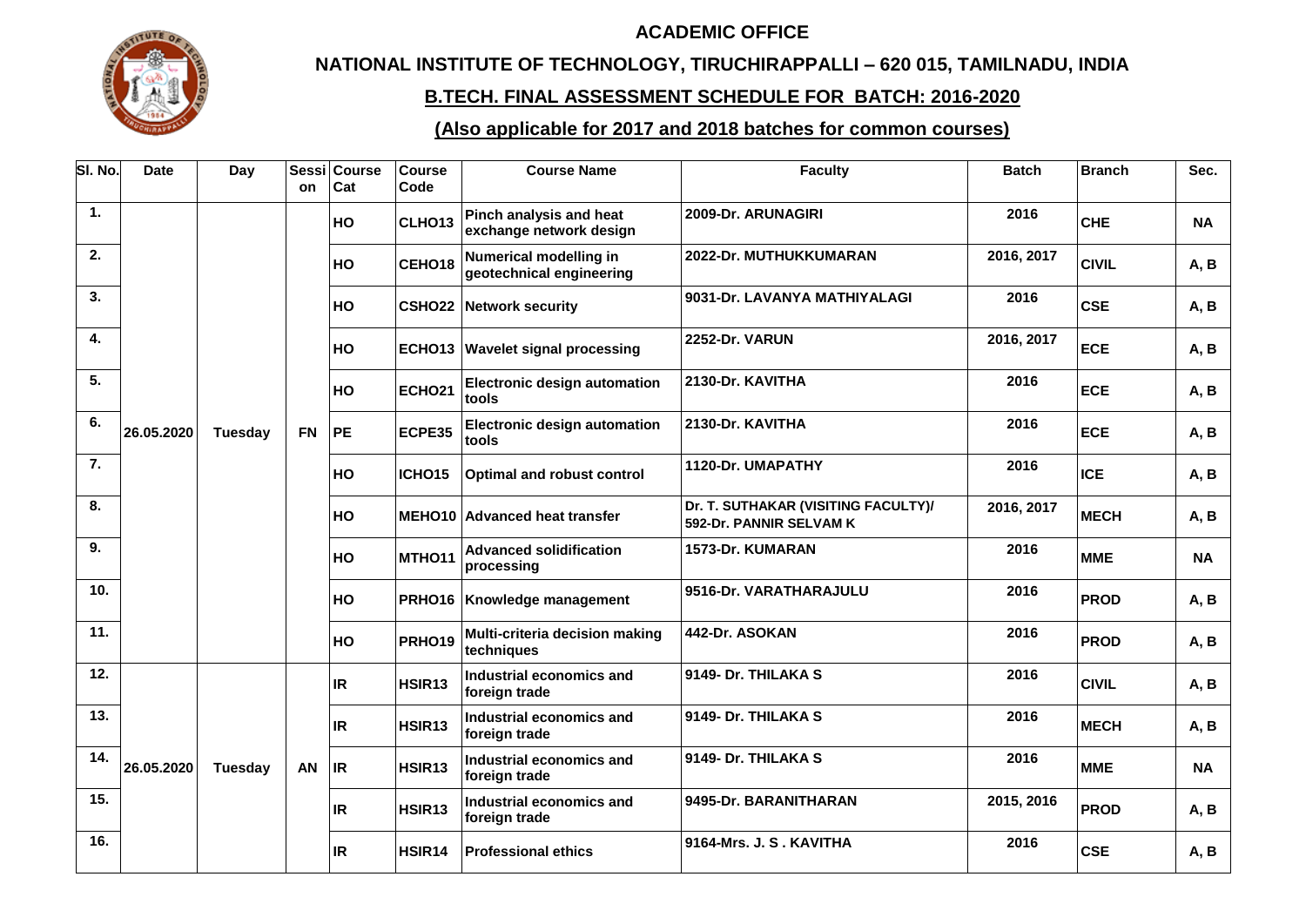# ACADEMIC OFFICE

## NATIONAL INSTITUTE OF TECHNOLOGY, TIRUCHIRAPPALLI – 620 015, TAMILNADU, INDIA

## B.TECH. FINAL ASSESSMENT SCHEDULE FOR BATCH: 2016-2020

## (Also applicable for 2017 and 2018 batches for common courses)

| Sl. No. | Date | Day | Session | Course Cat | Course Code | Course Name | Faculty | Batch | Branch | Sec. |
|---|---|---|---|---|---|---|---|---|---|---|
| 1. | 26.05.2020 | Tuesday | FN | HO | CLHO13 | Pinch analysis and heat exchange network design | 2009-Dr. ARUNAGIRI | 2016 | CHE | NA |
| 2. | | | | HO | CEHO18 | Numerical modelling in geotechnical engineering | 2022-Dr. MUTHUKKUMARAN | 2016, 2017 | CIVIL | A, B |
| 3. | | | | HO | CSHO22 | Network security | 9031-Dr. LAVANYA MATHIYALAGI | 2016 | CSE | A, B |
| 4. | | | | HO | ECHO13 | Wavelet signal processing | 2252-Dr. VARUN | 2016, 2017 | ECE | A, B |
| 5. | | | | HO | ECHO21 | Electronic design automation tools | 2130-Dr. KAVITHA | 2016 | ECE | A, B |
| 6. | | | | PE | ECPE35 | Electronic design automation tools | 2130-Dr. KAVITHA | 2016 | ECE | A, B |
| 7. | | | | HO | ICHO15 | Optimal and robust control | 1120-Dr. UMAPATHY | 2016 | ICE | A, B |
| 8. | | | | HO | MEHO10 | Advanced heat transfer | Dr. T. SUTHAKAR (VISITING FACULTY)/ 592-Dr. PANNIR SELVAM K | 2016, 2017 | MECH | A, B |
| 9. | | | | HO | MTHO11 | Advanced solidification processing | 1573-Dr. KUMARAN | 2016 | MME | NA |
| 10. | | | | HO | PRHO16 | Knowledge management | 9516-Dr. VARATHARAJULU | 2016 | PROD | A, B |
| 11. | | | | HO | PRHO19 | Multi-criteria decision making techniques | 442-Dr. ASOKAN | 2016 | PROD | A, B |
| 12. | 26.05.2020 | Tuesday | AN | IR | HSIR13 | Industrial economics and foreign trade | 9149- Dr. THILAKA S | 2016 | CIVIL | A, B |
| 13. | | | | IR | HSIR13 | Industrial economics and foreign trade | 9149- Dr. THILAKA S | 2016 | MECH | A, B |
| 14. | | | | IR | HSIR13 | Industrial economics and foreign trade | 9149- Dr. THILAKA S | 2016 | MME | NA |
| 15. | | | | IR | HSIR13 | Industrial economics and foreign trade | 9495-Dr. BARANITHARAN | 2015, 2016 | PROD | A, B |
| 16. | | | | IR | HSIR14 | Professional ethics | 9164-Mrs. J. S . KAVITHA | 2016 | CSE | A, B |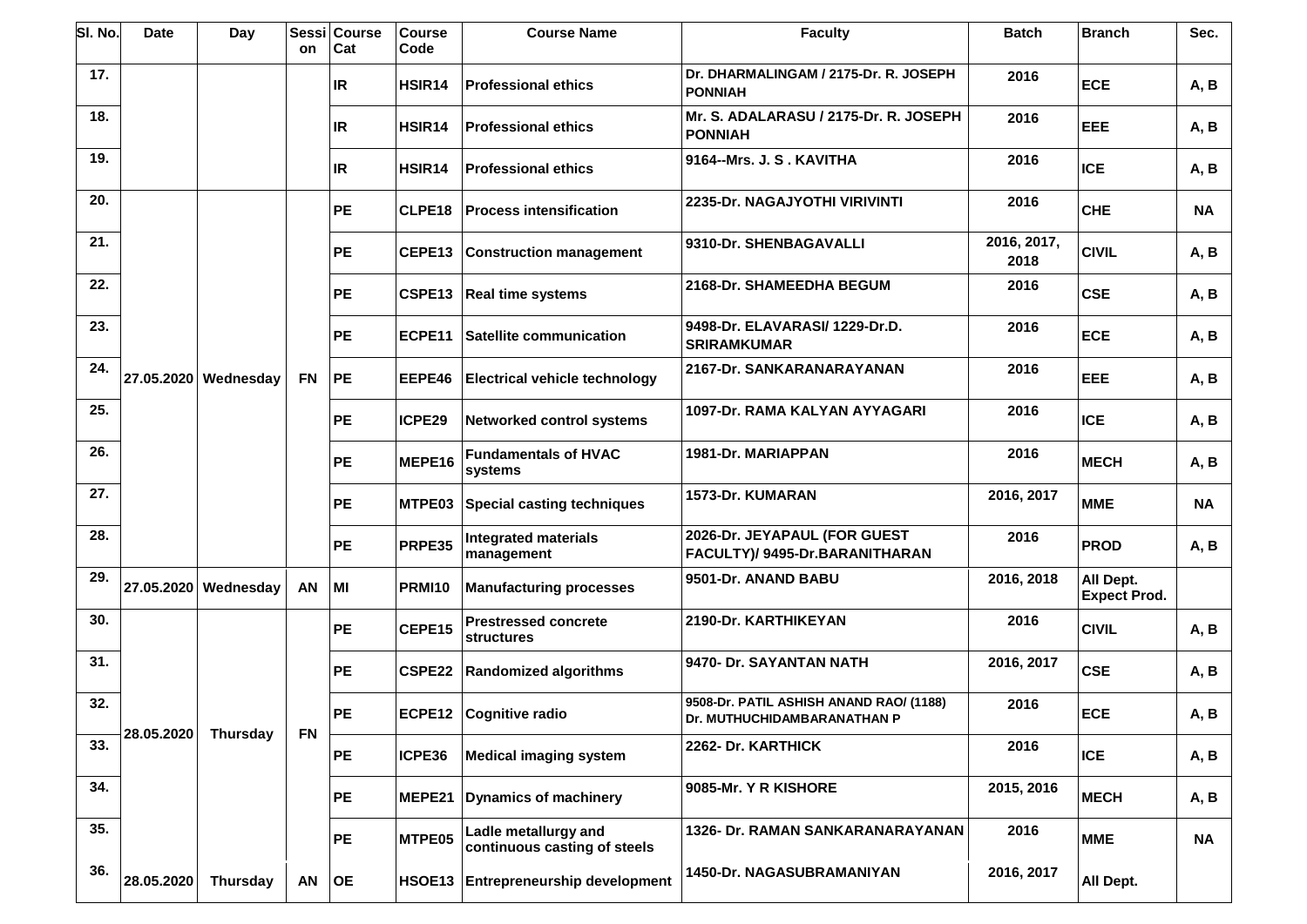| Sl. No. | Date | Day | Session | Course Cat | Course Code | Course Name | Faculty | Batch | Branch | Sec. |
|---|---|---|---|---|---|---|---|---|---|---|
| 17. | | | | IR | HSIR14 | Professional ethics | Dr. DHARMALINGAM / 2175-Dr. R. JOSEPH PONNIAH | 2016 | ECE | A, B |
| 18. | | | | IR | HSIR14 | Professional ethics | Mr. S. ADALARASU / 2175-Dr. R. JOSEPH PONNIAH | 2016 | EEE | A, B |
| 19. | | | | IR | HSIR14 | Professional ethics | 9164--Mrs. J. S . KAVITHA | 2016 | ICE | A, B |
| 20. | 27.05.2020 | Wednesday | FN | PE | CLPE18 | Process intensification | 2235-Dr. NAGAJYOTHI VIRIVINTI | 2016 | CHE | NA |
| 21. | | | | PE | CEPE13 | Construction management | 9310-Dr. SHENBAGAVALLI | 2016, 2017, 2018 | CIVIL | A, B |
| 22. | | | | PE | CSPE13 | Real time systems | 2168-Dr. SHAMEEDHA BEGUM | 2016 | CSE | A, B |
| 23. | | | | PE | ECPE11 | Satellite communication | 9498-Dr. ELAVARASI/ 1229-Dr.D. SRIRAMKUMAR | 2016 | ECE | A, B |
| 24. | | | | PE | EEPE46 | Electrical vehicle technology | 2167-Dr. SANKARANARAYANAN | 2016 | EEE | A, B |
| 25. | | | | PE | ICPE29 | Networked control systems | 1097-Dr. RAMA KALYAN AYYAGARI | 2016 | ICE | A, B |
| 26. | | | | PE | MEPE16 | Fundamentals of HVAC systems | 1981-Dr. MARIAPPAN | 2016 | MECH | A, B |
| 27. | | | | PE | MTPE03 | Special casting techniques | 1573-Dr. KUMARAN | 2016, 2017 | MME | NA |
| 28. | | | | PE | PRPE35 | Integrated materials management | 2026-Dr. JEYAPAUL (FOR GUEST FACULTY)/ 9495-Dr.BARANITHARAN | 2016 | PROD | A, B |
| 29. | 27.05.2020 | Wednesday | AN | MI | PRMI10 | Manufacturing processes | 9501-Dr. ANAND BABU | 2016, 2018 | All Dept. Expect Prod. | |
| 30. | 28.05.2020 | Thursday | FN | PE | CEPE15 | Prestressed concrete structures | 2190-Dr. KARTHIKEYAN | 2016 | CIVIL | A, B |
| 31. | | | | PE | CSPE22 | Randomized algorithms | 9470- Dr. SAYANTAN NATH | 2016, 2017 | CSE | A, B |
| 32. | | | | PE | ECPE12 | Cognitive radio | 9508-Dr. PATIL ASHISH ANAND RAO/ (1188) Dr. MUTHUCHIDAMBARANATHAN P | 2016 | ECE | A, B |
| 33. | | | | PE | ICPE36 | Medical imaging system | 2262- Dr. KARTHICK | 2016 | ICE | A, B |
| 34. | | | | PE | MEPE21 | Dynamics of machinery | 9085-Mr. Y R KISHORE | 2015, 2016 | MECH | A, B |
| 35. | | | | PE | MTPE05 | Ladle metallurgy and continuous casting of steels | 1326- Dr. RAMAN SANKARANARAYANAN | 2016 | MME | NA |
| 36. | 28.05.2020 | Thursday | AN | OE | HSOE13 | Entrepreneurship development | 1450-Dr. NAGASUBRAMANIYAN | 2016, 2017 | All Dept. | |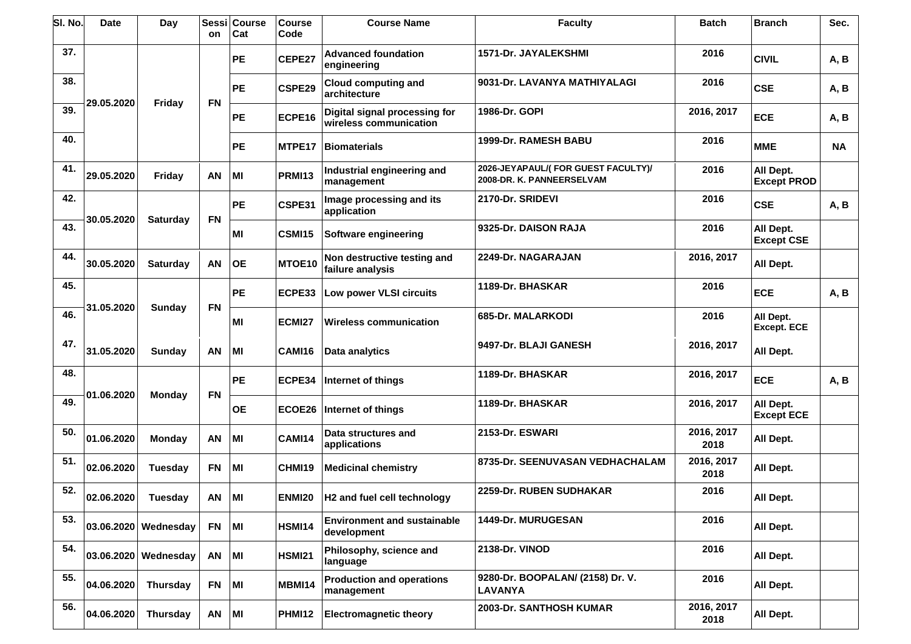| Sl. No. | Date | Day | Session | Course Cat | Course Code | Course Name | Faculty | Batch | Branch | Sec. |
|---|---|---|---|---|---|---|---|---|---|---|
| 37. | 29.05.2020 | Friday | FN | PE | CEPE27 | Advanced foundation engineering | 1571-Dr. JAYALEKSHMI | 2016 | CIVIL | A, B |
| 38. | | | | PE | CSPE29 | Cloud computing and architecture | 9031-Dr. LAVANYA MATHIYALAGI | 2016 | CSE | A, B |
| 39. | | | | PE | ECPE16 | Digital signal processing for wireless communication | 1986-Dr. GOPI | 2016, 2017 | ECE | A, B |
| 40. | | | | PE | MTPE17 | Biomaterials | 1999-Dr. RAMESH BABU | 2016 | MME | NA |
| 41. | 29.05.2020 | Friday | AN | MI | PRMI13 | Industrial engineering and management | 2026-JEYAPAUL/( FOR GUEST FACULTY)/ 2008-DR. K. PANNEERSELVAM | 2016 | All Dept. Except PROD | |
| 42. | 30.05.2020 | Saturday | FN | PE | CSPE31 | Image processing and its application | 2170-Dr. SRIDEVI | 2016 | CSE | A, B |
| 43. | | | | MI | CSMI15 | Software engineering | 9325-Dr. DAISON RAJA | 2016 | All Dept. Except CSE | |
| 44. | 30.05.2020 | Saturday | AN | OE | MTOE10 | Non destructive testing and failure analysis | 2249-Dr. NAGARAJAN | 2016, 2017 | All Dept. | |
| 45. | 31.05.2020 | Sunday | FN | PE | ECPE33 | Low power VLSI circuits | 1189-Dr. BHASKAR | 2016 | ECE | A, B |
| 46. | | | | MI | ECMI27 | Wireless communication | 685-Dr. MALARKODI | 2016 | All Dept. Except. ECE | |
| 47. | 31.05.2020 | Sunday | AN | MI | CAMI16 | Data analytics | 9497-Dr. BLAJI GANESH | 2016, 2017 | All Dept. | |
| 48. | 01.06.2020 | Monday | FN | PE | ECPE34 | Internet of things | 1189-Dr. BHASKAR | 2016, 2017 | ECE | A, B |
| 49. | | | | OE | ECOE26 | Internet of things | 1189-Dr. BHASKAR | 2016, 2017 | All Dept. Except ECE | |
| 50. | 01.06.2020 | Monday | AN | MI | CAMI14 | Data structures and applications | 2153-Dr. ESWARI | 2016, 2017 2018 | All Dept. | |
| 51. | 02.06.2020 | Tuesday | FN | MI | CHMI19 | Medicinal chemistry | 8735-Dr. SEENUVASAN VEDHACHALAM | 2016, 2017 2018 | All Dept. | |
| 52. | 02.06.2020 | Tuesday | AN | MI | ENMI20 | H2 and fuel cell technology | 2259-Dr. RUBEN SUDHAKAR | 2016 | All Dept. | |
| 53. | 03.06.2020 | Wednesday | FN | MI | HSMI14 | Environment and sustainable development | 1449-Dr. MURUGESAN | 2016 | All Dept. | |
| 54. | 03.06.2020 | Wednesday | AN | MI | HSMI21 | Philosophy, science and language | 2138-Dr. VINOD | 2016 | All Dept. | |
| 55. | 04.06.2020 | Thursday | FN | MI | MBMI14 | Production and operations management | 9280-Dr. BOOPALAN/ (2158) Dr. V. LAVANYA | 2016 | All Dept. | |
| 56. | 04.06.2020 | Thursday | AN | MI | PHMI12 | Electromagnetic theory | 2003-Dr. SANTHOSH KUMAR | 2016, 2017 2018 | All Dept. | |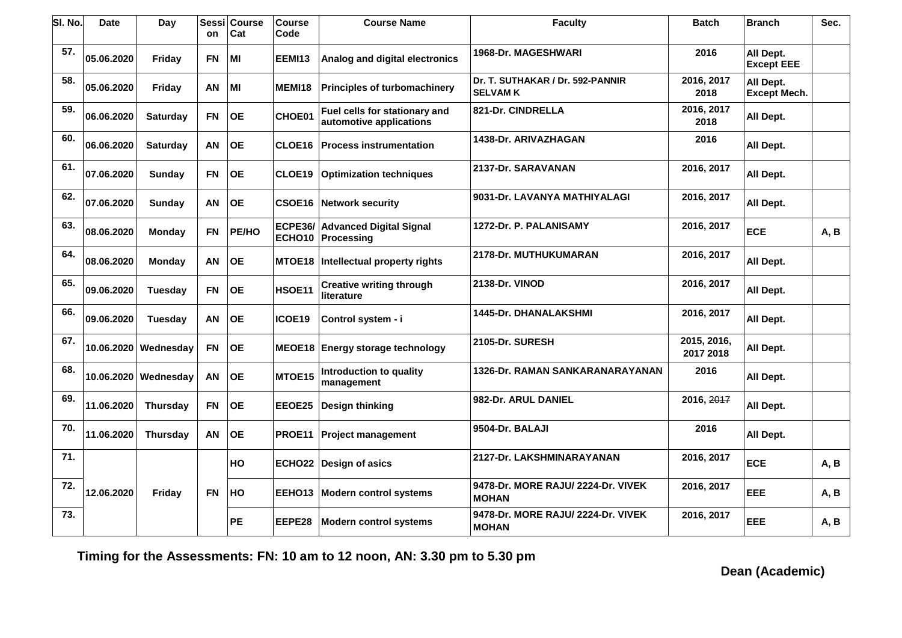| Sl. No. | Date | Day | Session | Course Cat | Course Code | Course Name | Faculty | Batch | Branch | Sec. |
|---|---|---|---|---|---|---|---|---|---|---|
| 57. | 05.06.2020 | Friday | FN | MI | EEMI13 | Analog and digital electronics | 1968-Dr. MAGESHWARI | 2016 | All Dept. Except EEE | |
| 58. | 05.06.2020 | Friday | AN | MI | MEMI18 | Principles of turbomachinery | Dr. T. SUTHAKAR / Dr. 592-PANNIR SELVAM K | 2016, 2017 2018 | All Dept. Except Mech. | |
| 59. | 06.06.2020 | Saturday | FN | OE | CHOE01 | Fuel cells for stationary and automotive applications | 821-Dr. CINDRELLA | 2016, 2017 2018 | All Dept. | |
| 60. | 06.06.2020 | Saturday | AN | OE | CLOE16 | Process instrumentation | 1438-Dr. ARIVAZHAGAN | 2016 | All Dept. | |
| 61. | 07.06.2020 | Sunday | FN | OE | CLOE19 | Optimization techniques | 2137-Dr. SARAVANAN | 2016, 2017 | All Dept. | |
| 62. | 07.06.2020 | Sunday | AN | OE | CSOE16 | Network security | 9031-Dr. LAVANYA MATHIYALAGI | 2016, 2017 | All Dept. | |
| 63. | 08.06.2020 | Monday | FN | PE/HO | ECPE36/ ECHO10 | Advanced Digital Signal Processing | 1272-Dr. P. PALANISAMY | 2016, 2017 | ECE | A, B |
| 64. | 08.06.2020 | Monday | AN | OE | MTOE18 | Intellectual property rights | 2178-Dr. MUTHUKUMARAN | 2016, 2017 | All Dept. | |
| 65. | 09.06.2020 | Tuesday | FN | OE | HSOE11 | Creative writing through literature | 2138-Dr. VINOD | 2016, 2017 | All Dept. | |
| 66. | 09.06.2020 | Tuesday | AN | OE | ICOE19 | Control system - i | 1445-Dr. DHANALAKSHMI | 2016, 2017 | All Dept. | |
| 67. | 10.06.2020 | Wednesday | FN | OE | MEOE18 | Energy storage technology | 2105-Dr. SURESH | 2015, 2016, 2017 2018 | All Dept. | |
| 68. | 10.06.2020 | Wednesday | AN | OE | MTOE15 | Introduction to quality management | 1326-Dr. RAMAN SANKARANARAYANAN | 2016 | All Dept. | |
| 69. | 11.06.2020 | Thursday | FN | OE | EEOE25 | Design thinking | 982-Dr. ARUL DANIEL | 2016, ~~2017~~ | All Dept. | |
| 70. | 11.06.2020 | Thursday | AN | OE | PROE11 | Project management | 9504-Dr. BALAJI | 2016 | All Dept. | |
| 71. | 12.06.2020 | Friday | FN | HO | ECHO22 | Design of asics | 2127-Dr. LAKSHMINARAYANAN | 2016, 2017 | ECE | A, B |
| 72. | | | | HO | EEHO13 | Modern control systems | 9478-Dr. MORE RAJU/ 2224-Dr. VIVEK MOHAN | 2016, 2017 | EEE | A, B |
| 73. | | | | PE | EEPE28 | Modern control systems | 9478-Dr. MORE RAJU/ 2224-Dr. VIVEK MOHAN | 2016, 2017 | EEE | A, B |

**Timing for the Assessments: FN: 10 am to 12 noon, AN: 3.30 pm to 5.30 pm**

**Dean (Academic)**